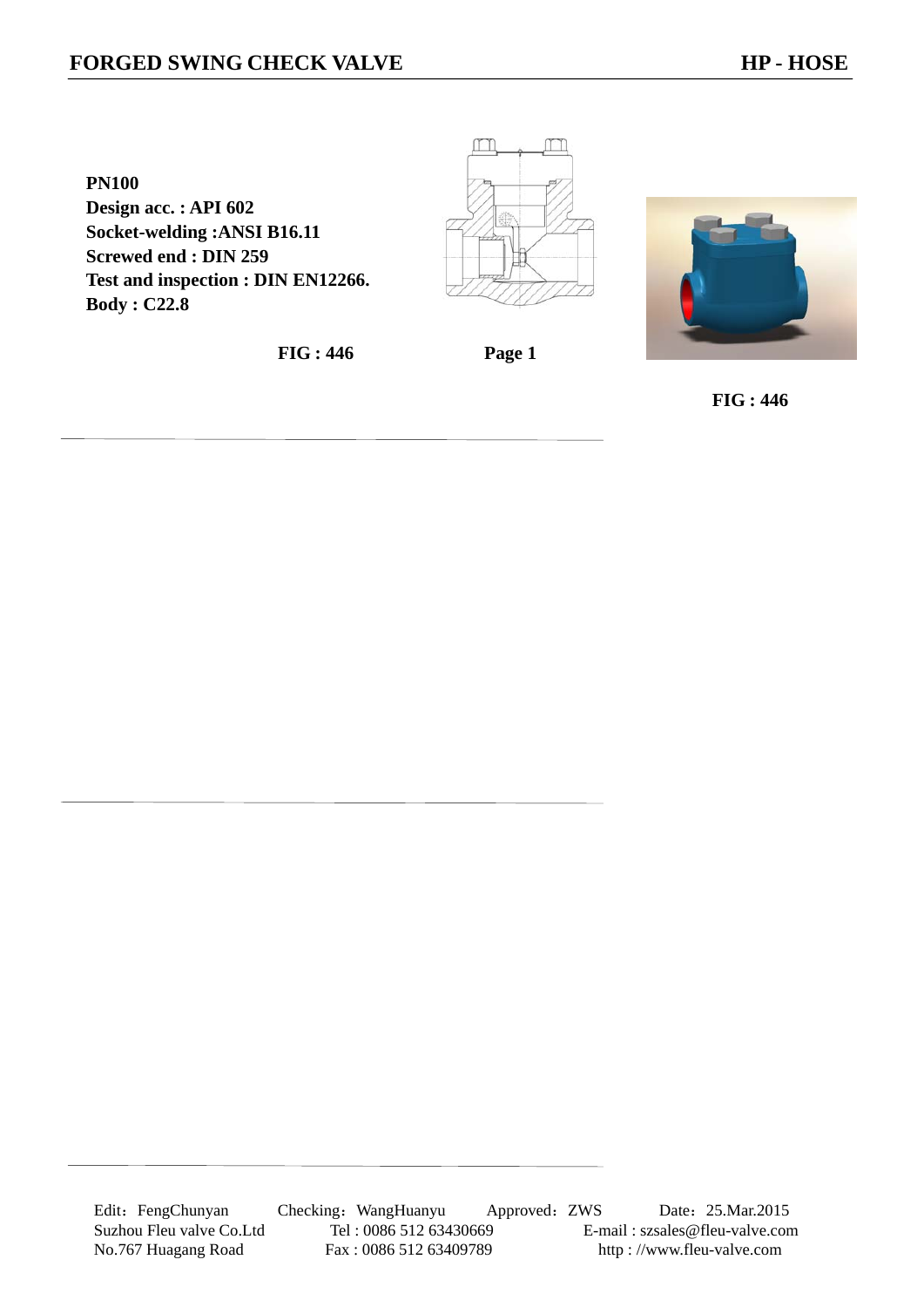# FORGED SWING CHECK VALVE

## HP - HOSE

**PN100**
**Design acc. : API 602**
**Socket-welding :ANSI B16.11**
**Screwed end : DIN 259**
**Test and inspection : DIN EN12266.**
**Body : C22.8**

**FIG : 446**

**FIG : 446**

Edit：FengChunyan Checking：WangHuanyu Approved：ZWS Date：25.Mar.2015

Suzhou Fleu valve Co.Ltd Tel : 0086 512 63430669 E-mail : szsales@fleu-valve.com

No.767 Huagang Road Fax : 0086 512 63409789 http : //www.fleu-valve.com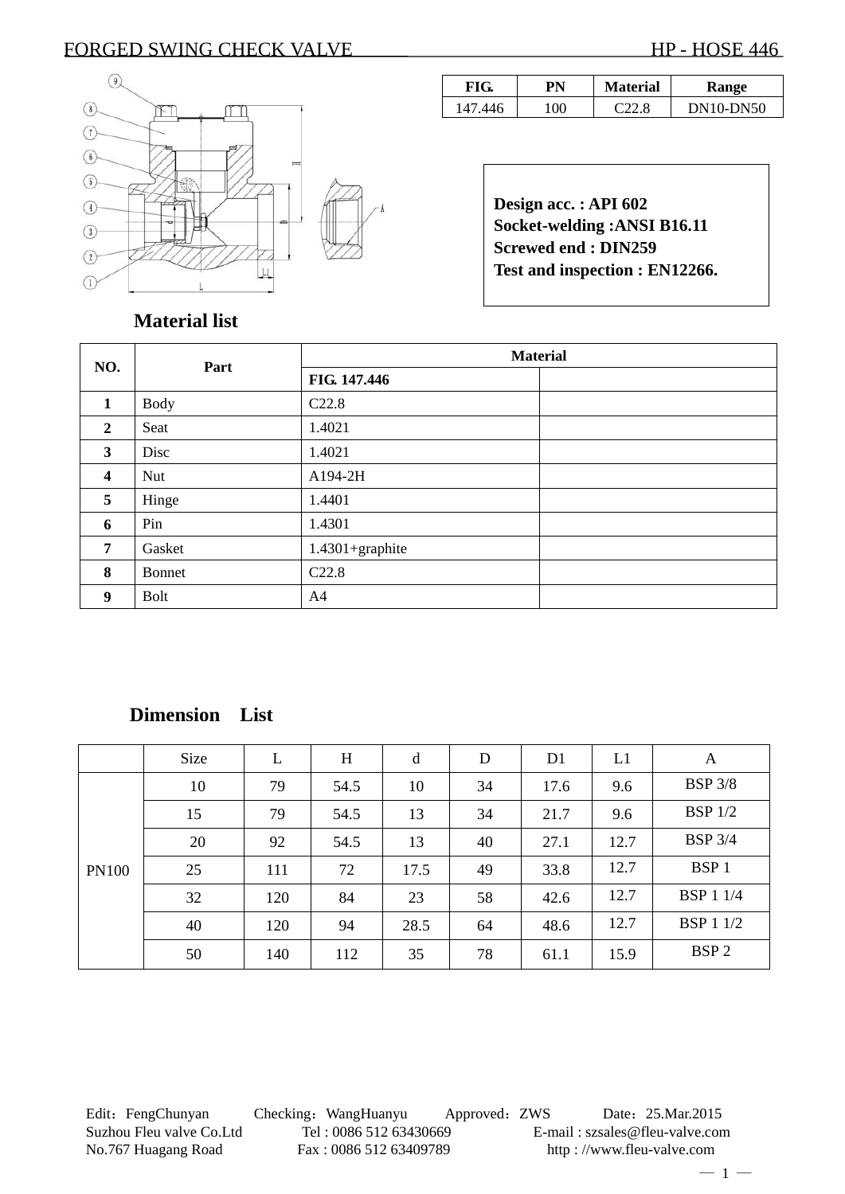# FORGED SWING CHECK VALVE HP - HOSE 446

| FIG. | PN | Material | Range |
|---|---|---|---|
| 147.446 | 100 | C22.8 | DN10-DN50 |

**Design acc. : API 602**
**Socket-welding :ANSI B16.11**
**Screwed end : DIN259**
**Test and inspection : EN12266.**

## Material list

| NO. | Part | Material | |
|---|---|---|---|
| | | FIG. 147.446 | |
| **1** | Body | C22.8 | |
| **2** | Seat | 1.4021 | |
| **3** | Disc | 1.4021 | |
| **4** | Nut | A194-2H | |
| **5** | Hinge | 1.4401 | |
| **6** | Pin | 1.4301 | |
| **7** | Gasket | 1.4301+graphite | |
| **8** | Bonnet | C22.8 | |
| **9** | Bolt | A4 | |

## Dimension List

| | Size | L | H | d | D | D1 | L1 | A |
|---|---|---|---|---|---|---|---|---|
| PN100 | 10 | 79 | 54.5 | 10 | 34 | 17.6 | 9.6 | BSP 3/8 |
| | 15 | 79 | 54.5 | 13 | 34 | 21.7 | 9.6 | BSP 1/2 |
| | 20 | 92 | 54.5 | 13 | 40 | 27.1 | 12.7 | BSP 3/4 |
| | 25 | 111 | 72 | 17.5 | 49 | 33.8 | 12.7 | BSP 1 |
| | 32 | 120 | 84 | 23 | 58 | 42.6 | 12.7 | BSP 1 1/4 |
| | 40 | 120 | 94 | 28.5 | 64 | 48.6 | 12.7 | BSP 1 1/2 |
| | 50 | 140 | 112 | 35 | 78 | 61.1 | 15.9 | BSP 2 |

Edit：FengChunyan Checking：WangHuanyu Approved：ZWS Date：25.Mar.2015
Suzhou Fleu valve Co.Ltd Tel : 0086 512 63430669 E-mail : szsales@fleu-valve.com
No.767 Huagang Road Fax : 0086 512 63409789 http : //www.fleu-valve.com